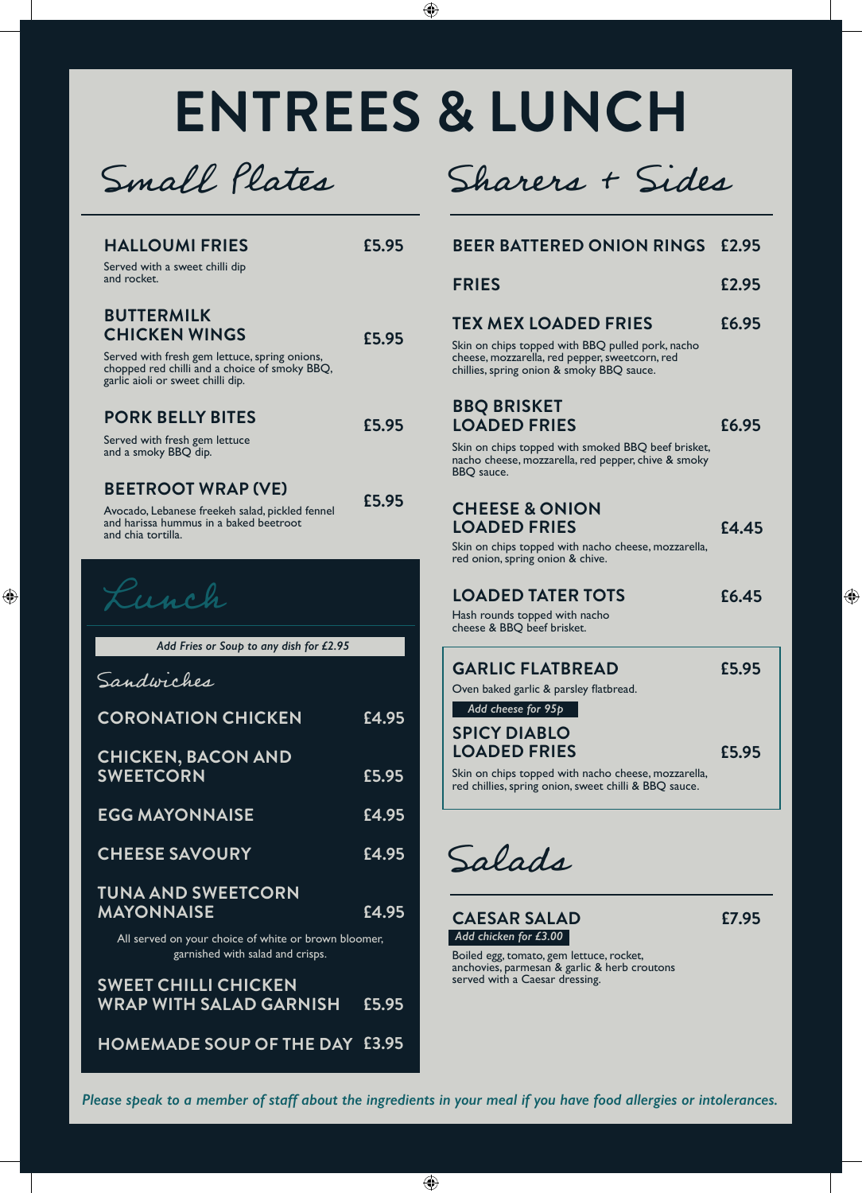# ENTREES & LUNCH

## Small Plates

### HALLOUMI FRIES — £5.95
Served with a sweet chilli dip and rocket.

### BUTTERMILK CHICKEN WINGS — £5.95
Served with fresh gem lettuce, spring onions, chopped red chilli and a choice of smoky BBQ, garlic aioli or sweet chilli dip.

### PORK BELLY BITES — £5.95
Served with fresh gem lettuce and a smoky BBQ dip.

### BEETROOT WRAP (VE) — £5.95
Avocado, Lebanese freekeh salad, pickled fennel and harissa hummus in a baked beetroot and chia tortilla.

## Lunch

*Add Fries or Soup to any dish for £2.95*

### Sandwiches

- **CORONATION CHICKEN** — £4.95
- **CHICKEN, BACON AND SWEETCORN** — £5.95
- **EGG MAYONNAISE** — £4.95
- **CHEESE SAVOURY** — £4.95
- **TUNA AND SWEETCORN MAYONNAISE** — £4.95

All served on your choice of white or brown bloomer, garnished with salad and crisps.

- **SWEET CHILLI CHICKEN WRAP WITH SALAD GARNISH** — £5.95
- **HOMEMADE SOUP OF THE DAY** — £3.95

## Sharers + Sides

### BEER BATTERED ONION RINGS — £2.95

### FRIES — £2.95

### TEX MEX LOADED FRIES — £6.95
Skin on chips topped with BBQ pulled pork, nacho cheese, mozzarella, red pepper, sweetcorn, red chillies, spring onion & smoky BBQ sauce.

### BBQ BRISKET LOADED FRIES — £6.95
Skin on chips topped with smoked BBQ beef brisket, nacho cheese, mozzarella, red pepper, chive & smoky BBQ sauce.

### CHEESE & ONION LOADED FRIES — £4.45
Skin on chips topped with nacho cheese, mozzarella, red onion, spring onion & chive.

### LOADED TATER TOTS — £6.45
Hash rounds topped with nacho cheese & BBQ beef brisket.

### GARLIC FLATBREAD — £5.95
Oven baked garlic & parsley flatbread.

*Add cheese for 95p*

### SPICY DIABLO LOADED FRIES — £5.95
Skin on chips topped with nacho cheese, mozzarella, red chillies, spring onion, sweet chilli & BBQ sauce.

## Salads

### CAESAR SALAD — £7.95
*Add chicken for £3.00*

Boiled egg, tomato, gem lettuce, rocket, anchovies, parmesan & garlic & herb croutons served with a Caesar dressing.

*Please speak to a member of staff about the ingredients in your meal if you have food allergies or intolerances.*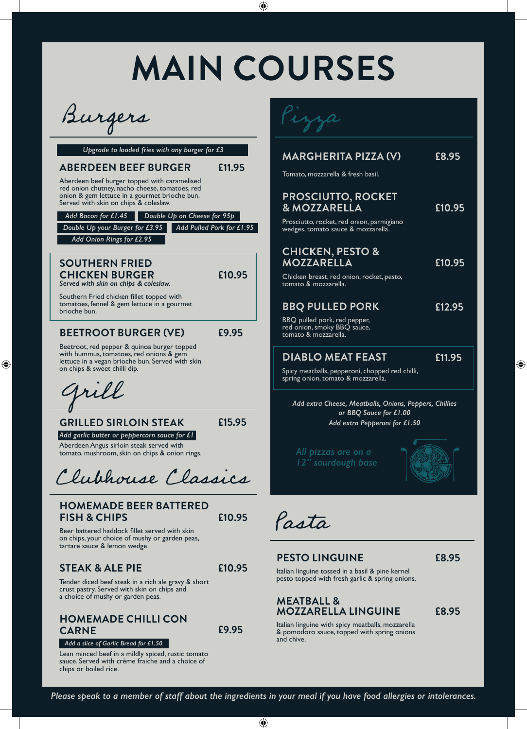# MAIN COURSES

## Burgers

*Upgrade to loaded fries with any burger for £3*

### ABERDEEN BEEF BURGER — £11.95

Aberdeen beef burger topped with caramelised red onion chutney, nacho cheese, tomatoes, red onion & gem lettuce in a gourmet brioche bun. Served with skin on chips & coleslaw.

*Add Bacon for £1.45* | *Double Up on Cheese for 95p* | *Double Up your Burger for £3.95* | *Add Pulled Pork for £1.95* | *Add Onion Rings for £2.95*

### SOUTHERN FRIED CHICKEN BURGER — £10.95

*Served with skin on chips & coleslaw.*

Southern Fried chicken fillet topped with tomatoes, fennel & gem lettuce in a gourmet brioche bun.

### BEETROOT BURGER (VE) — £9.95

Beetroot, red pepper & quinoa burger topped with hummus, tomatoes, red onions & gem lettuce in a vegan brioche bun. Served with skin on chips & sweet chilli dip.

## Grill

### GRILLED SIRLOIN STEAK — £15.95

*Add garlic butter or peppercorn sauce for £1*

Aberdeen Angus sirloin steak served with tomato, mushroom, skin on chips & onion rings.

## Clubhouse Classics

### HOMEMADE BEER BATTERED FISH & CHIPS — £10.95

Beer battered haddock fillet served with skin on chips, your choice of mushy or garden peas, tartare sauce & lemon wedge.

### STEAK & ALE PIE — £10.95

Tender diced beef steak in a rich ale gravy & short crust pastry. Served with skin on chips and a choice of mushy or garden peas.

### HOMEMADE CHILLI CON CARNE — £9.95

*Add a slice of Garlic Bread for £1.50*

Lean minced beef in a mildly spiced, rustic tomato sauce. Served with crème fraiche and a choice of chips or boiled rice.

## Pizza

### MARGHERITA PIZZA (V) — £8.95

Tomato, mozzarella & fresh basil.

### PROSCIUTTO, ROCKET & MOZZARELLA — £10.95

Prosciutto, rocket, red onion, parmigiano wedges, tomato sauce & mozzarella.

### CHICKEN, PESTO & MOZZARELLA — £10.95

Chicken breast, red onion, rocket, pesto, tomato & mozzarella.

### BBQ PULLED PORK — £12.95

BBQ pulled pork, red pepper, red onion, smoky BBQ sauce, tomato & mozzarella.

### DIABLO MEAT FEAST — £11.95

Spicy meatballs, pepperoni, chopped red chilli, spring onion, tomato & mozzarella.

*Add extra Cheese, Meatballs, Onions, Peppers, Chillies or BBQ Sauce for £1.00*
*Add extra Pepperoni for £1.50*

*All pizzas are on a 12" sourdough base*

## Pasta

### PESTO LINGUINE — £8.95

Italian linguine tossed in a basil & pine kernel pesto topped with fresh garlic & spring onions.

### MEATBALL & MOZZARELLA LINGUINE — £8.95

Italian linguine with spicy meatballs, mozzarella & pomodoro sauce, topped with spring onions and chive.

*Please speak to a member of staff about the ingredients in your meal if you have food allergies or intolerances.*